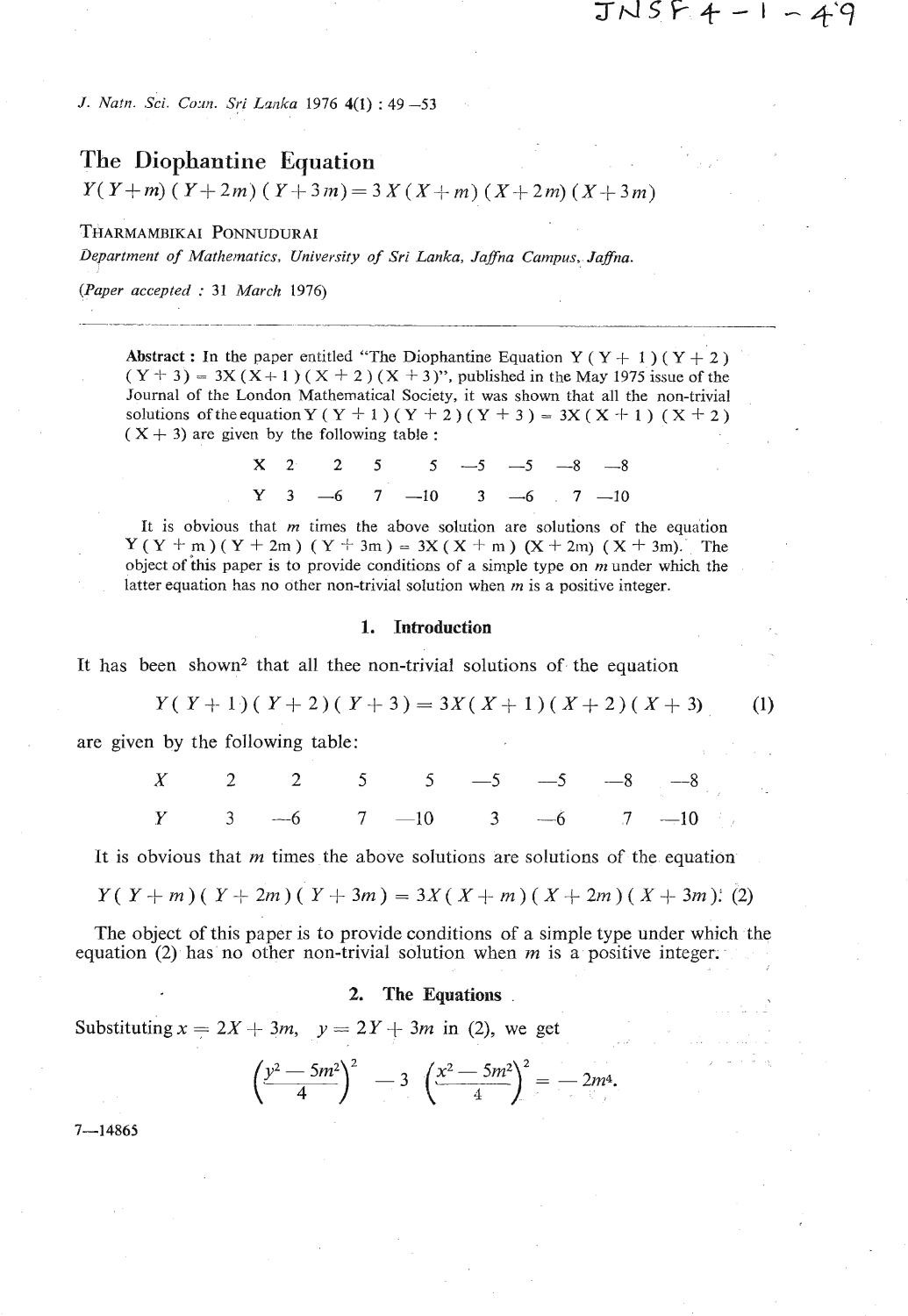# The Diophantine Equation

## $Y(Y+m)(Y+2m)(Y+3m) = 3X(X+m)(X+2m)(X+3m)$

THARMAMBIKAI PONNUDURAI

*Department of Mathematics, University of Sri Lanka, Jaffna Campus, Jaffna.*

(*Paper accepted : 31 March* 1976)

---

**Abstract :** In the paper entitled "The Diophantine Equation $Y(Y+1)(Y+2)(Y+3) = 3X(X+1)(X+2)(X+3)$", published in the May 1975 issue of the Journal of the London Mathematical Society, it was shown that all the non-trivial solutions of the equation $Y(Y+1)(Y+2)(Y+3) = 3X(X+1)(X+2)(X+3)$ are given by the following table :

| X | 2 | 2 | 5 | 5 | —5 | —5 | —8 | —8 |
|---|---|---|---|---|---|---|---|---|
| Y | 3 | —6 | 7 | —10 | 3 | —6 | 7 | —10 |

It is obvious that $m$ times the above solution are solutions of the equation $Y(Y+m)(Y+2m)(Y+3m) = 3X(X+m)(X+2m)(X+3m)$. The object of this paper is to provide conditions of a simple type on $m$ under which the latter equation has no other non-trivial solution when $m$ is a positive integer.

## 1. Introduction

It has been shown[2] that all thee non-trivial solutions of the equation

$$Y(Y+1)(Y+2)(Y+3) = 3X(X+1)(X+2)(X+3) \tag{1}$$

are given by the following table:

| $X$ | 2 | 2 | 5 | 5 | —5 | —5 | —8 | —8 |
|---|---|---|---|---|---|---|---|---|
| $Y$ | 3 | —6 | 7 | —10 | 3 | —6 | 7 | —10 |

It is obvious that $m$ times the above solutions are solutions of the equation

$$Y(Y+m)(Y+2m)(Y+3m) = 3X(X+m)(X+2m)(X+3m). \tag{2}$$

The object of this paper is to provide conditions of a simple type under which the equation (2) has no other non-trivial solution when $m$ is a positive integer.

## 2. The Equations

Substituting $x = 2X + 3m$, $y = 2Y + 3m$ in (2), we get

$$\left(\frac{y^2 - 5m^2}{4}\right)^2 - 3\left(\frac{x^2 - 5m^2}{4}\right)^2 = -2m^4.$$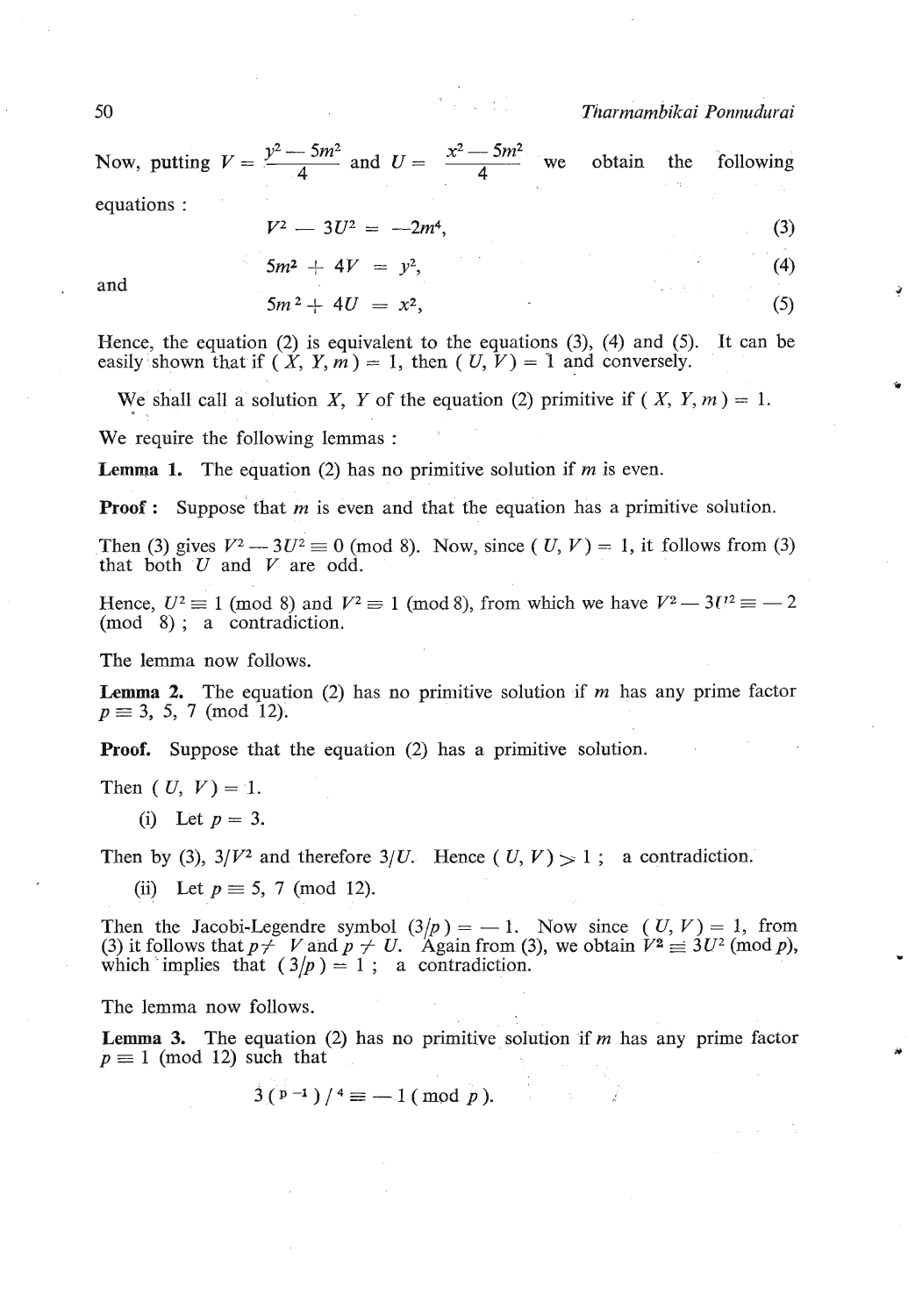Now, putting $V = \dfrac{y^2 - 5m^2}{4}$ and $U = \dfrac{x^2 - 5m^2}{4}$ we obtain the following equations :

$$V^2 - 3U^2 = -2m^4, \tag{3}$$

$$5m^2 + 4V = y^2, \tag{4}$$

and

$$5m^2 + 4U = x^2, \tag{5}$$

Hence, the equation (2) is equivalent to the equations (3), (4) and (5). It can be easily shown that if $(X, Y, m) = 1$, then $(U, V) = 1$ and conversely.

We shall call a solution $X$, $Y$ of the equation (2) primitive if $(X, Y, m) = 1$.

We require the following lemmas :

**Lemma 1.** The equation (2) has no primitive solution if $m$ is even.

**Proof :** Suppose that $m$ is even and that the equation has a primitive solution.

Then (3) gives $V^2 - 3U^2 \equiv 0 \pmod 8$. Now, since $(U, V) = 1$, it follows from (3) that both $U$ and $V$ are odd.

Hence, $U^2 \equiv 1 \pmod 8$ and $V^2 \equiv 1 \pmod 8$, from which we have $V^2 - 3U^2 \equiv -2 \pmod 8$ ; a contradiction.

The lemma now follows.

**Lemma 2.** The equation (2) has no primitive solution if $m$ has any prime factor $p \equiv 3, 5, 7 \pmod{12}$.

**Proof.** Suppose that the equation (2) has a primitive solution.

Then $(U, V) = 1$.

(i) Let $p = 3$.

Then by (3), $3/V^2$ and therefore $3/U$. Hence $(U, V) > 1$ ; a contradiction.

(ii) Let $p \equiv 5, 7 \pmod{12}$.

Then the Jacobi-Legendre symbol $(3/p) = -1$. Now since $(U, V) = 1$, from (3) it follows that $p \nmid V$ and $p \nmid U$. Again from (3), we obtain $V^2 \equiv 3U^2 \pmod p$, which implies that $(3/p) = 1$ ; a contradiction.

The lemma now follows.

**Lemma 3.** The equation (2) has no primitive solution if $m$ has any prime factor $p \equiv 1 \pmod{12}$ such that

$$3^{(p-1)/4} \equiv -1 \pmod p.$$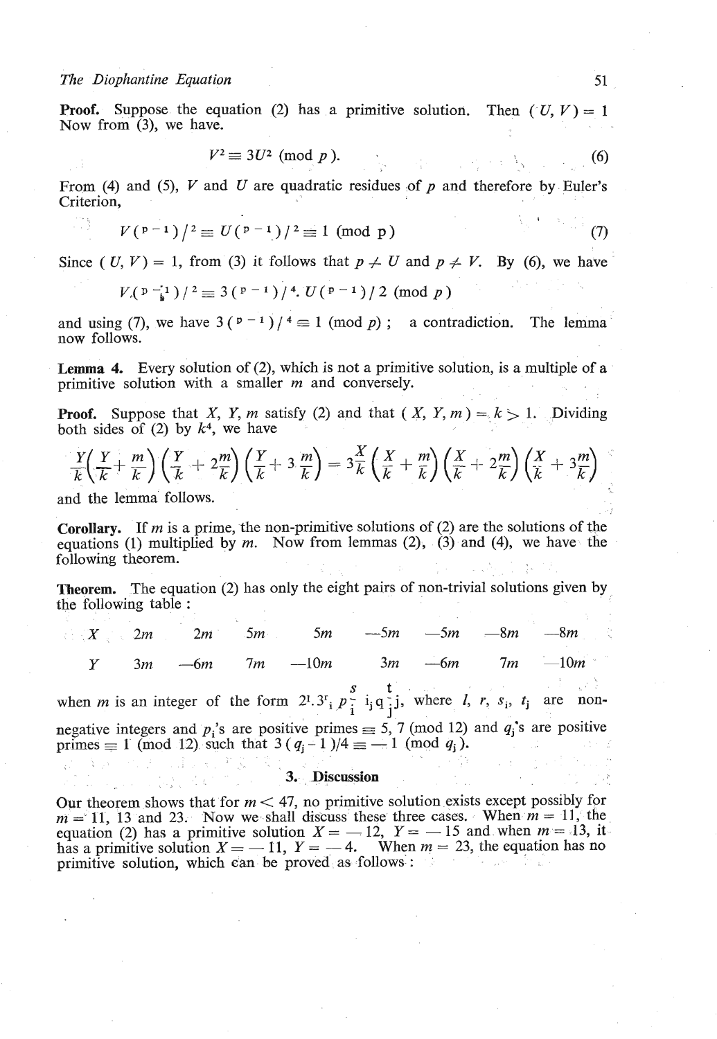**Proof.** Suppose the equation (2) has a primitive solution. Then $(U, V) = 1$ Now from (3), we have.

$$V^2 \equiv 3U^2 \pmod{p}. \tag{6}$$

From (4) and (5), $V$ and $U$ are quadratic residues of $p$ and therefore by Euler's Criterion,

$$V^{(p-1)/2} \equiv U^{(p-1)/2} \equiv 1 \pmod{p} \tag{7}$$

Since $(U, V) = 1$, from (3) it follows that $p \nmid U$ and $p \nmid V$. By (6), we have

$$V^{(p-1)/2} \equiv 3^{(p-1)/4} \cdot U^{(p-1)/2} \pmod{p}$$

and using (7), we have $3^{(p-1)/4} \equiv 1 \pmod{p}$ ; a contradiction. The lemma now follows.

**Lemma 4.** Every solution of (2), which is not a primitive solution, is a multiple of a primitive solution with a smaller $m$ and conversely.

**Proof.** Suppose that $X$, $Y$, $m$ satisfy (2) and that $(X, Y, m) = k > 1$. Dividing both sides of (2) by $k^4$, we have

$$\frac{Y}{k}\left(\frac{Y}{k} + \frac{m}{k}\right)\left(\frac{Y}{k} + 2\frac{m}{k}\right)\left(\frac{Y}{k} + 3\frac{m}{k}\right) = 3\frac{X}{k}\left(\frac{X}{k} + \frac{m}{k}\right)\left(\frac{X}{k} + 2\frac{m}{k}\right)\left(\frac{X}{k} + 3\frac{m}{k}\right)$$

and the lemma follows.

**Corollary.** If $m$ is a prime, the non-primitive solutions of (2) are the solutions of the equations (1) multiplied by $m$. Now from lemmas (2), (3) and (4), we have the following theorem.

**Theorem.** The equation (2) has only the eight pairs of non-trivial solutions given by the following table :

| $X$ | $2m$ | $2m$ | $5m$ | $5m$ | $-5m$ | $-5m$ | $-8m$ | $-8m$ |
|---|---|---|---|---|---|---|---|---|
| $Y$ | $3m$ | $-6m$ | $7m$ | $-10m$ | $3m$ | $-6m$ | $7m$ | $-10m$ |

when $m$ is an integer of the form $2^l.3^r{}_i\, p_i^{s_i} q_j^{t_j}$, where $l$, $r$, $s_i$, $t_j$ are non-negative integers and $p_i$'s are positive primes $\equiv 5, 7 \pmod{12}$ and $q_j$'s are positive primes $\equiv 1 \pmod{12}$ such that $3^{(q_j - 1)/4} \equiv -1 \pmod{q_j}$.

## 3. Discussion

Our theorem shows that for $m < 47$, no primitive solution exists except possibly for $m = 11$, 13 and 23. Now we shall discuss these three cases. When $m = 11$, the equation (2) has a primitive solution $X = -12$, $Y = -15$ and when $m = 13$, it has a primitive solution $X = -11$, $Y = -4$. When $m = 23$, the equation has no primitive solution, which can be proved as follows :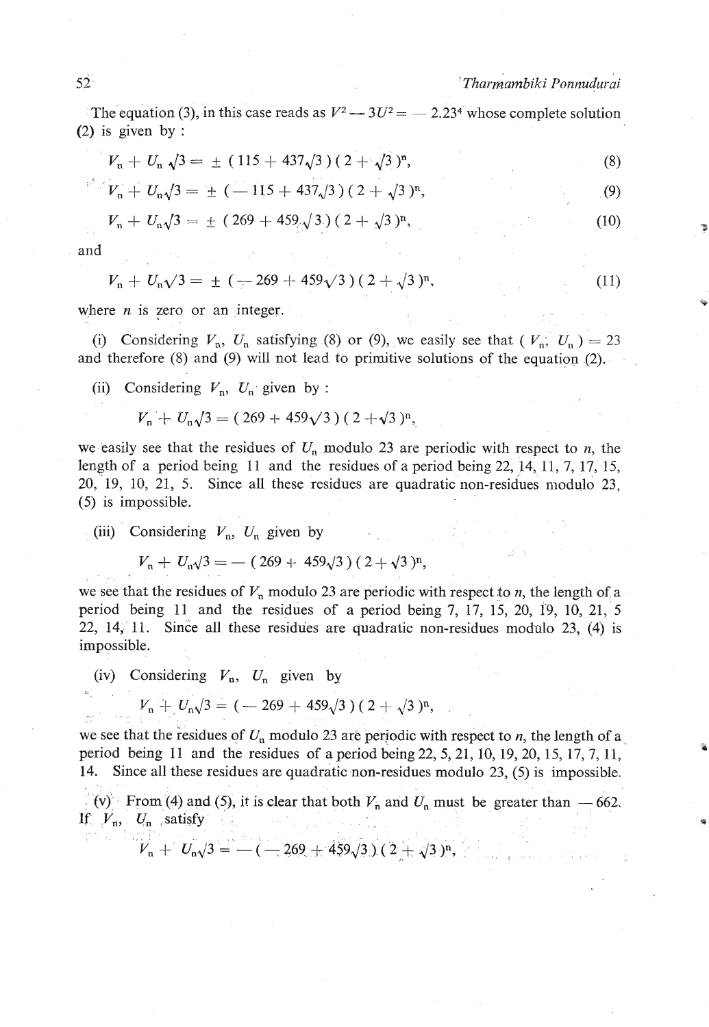The equation (3), in this case reads as $V^2 - 3U^2 = -2.23^4$ whose complete solution (2) is given by :

$$V_n + U_n\sqrt{3} = \pm (115 + 437\sqrt{3})(2 + \sqrt{3})^n, \tag{8}$$

$$V_n + U_n\sqrt{3} = \pm (-115 + 437\sqrt{3})(2 + \sqrt{3})^n, \tag{9}$$

$$V_n + U_n\sqrt{3} = \pm (269 + 459\sqrt{3})(2 + \sqrt{3})^n, \tag{10}$$

and

$$V_n + U_n\sqrt{3} = \pm (-269 + 459\sqrt{3})(2 + \sqrt{3})^n, \tag{11}$$

where $n$ is zero or an integer.

(i) Considering $V_n$, $U_n$ satisfying (8) or (9), we easily see that $(V_n, U_n) = 23$ and therefore (8) and (9) will not lead to primitive solutions of the equation (2).

(ii) Considering $V_n$, $U_n$ given by :

$$V_n + U_n\sqrt{3} = (269 + 459\sqrt{3})(2 + \sqrt{3})^n,$$

we easily see that the residues of $U_n$ modulo 23 are periodic with respect to $n$, the length of a period being 11 and the residues of a period being 22, 14, 11, 7, 17, 15, 20, 19, 10, 21, 5. Since all these residues are quadratic non-residues modulo 23, (5) is impossible.

(iii) Considering $V_n$, $U_n$ given by

$$V_n + U_n\sqrt{3} = -(269 + 459\sqrt{3})(2 + \sqrt{3})^n,$$

we see that the residues of $V_n$ modulo 23 are periodic with respect to $n$, the length of a period being 11 and the residues of a period being 7, 17, 15, 20, 19, 10, 21, 5 22, 14, 11. Since all these residues are quadratic non-residues modulo 23, (4) is impossible.

(iv) Considering $V_n$, $U_n$ given by

$$V_n + U_n\sqrt{3} = (-269 + 459\sqrt{3})(2 + \sqrt{3})^n,$$

we see that the residues of $U_n$ modulo 23 are periodic with respect to $n$, the length of a period being 11 and the residues of a period being 22, 5, 21, 10, 19, 20, 15, 17, 7, 11, 14. Since all these residues are quadratic non-residues modulo 23, (5) is impossible.

(v) From (4) and (5), it is clear that both $V_n$ and $U_n$ must be greater than $-662$. If $V_n$, $U_n$ satisfy

$$V_n + U_n\sqrt{3} = -(-269 + 459\sqrt{3})(2 + \sqrt{3})^n,$$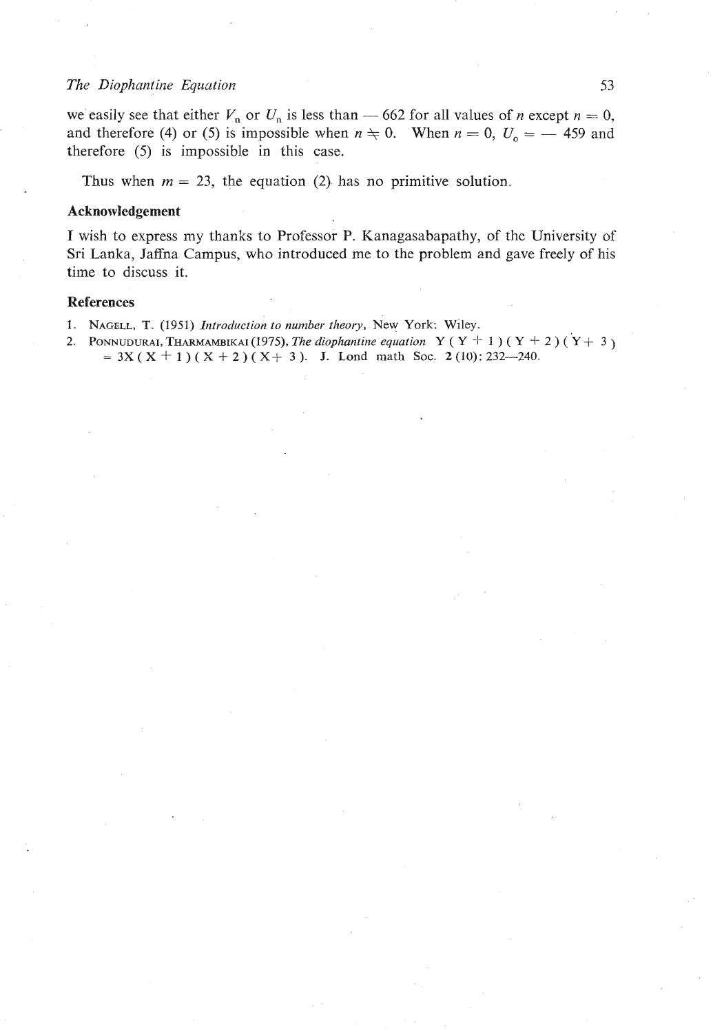we easily see that either $V_n$ or $U_n$ is less than $-662$ for all values of $n$ except $n = 0$, and therefore (4) or (5) is impossible when $n \neq 0$. When $n = 0$, $U_0 = -459$ and therefore (5) is impossible in this case.

Thus when $m = 23$, the equation (2) has no primitive solution.

### Acknowledgement

I wish to express my thanks to Professor P. Kanagasabapathy, of the University of Sri Lanka, Jaffna Campus, who introduced me to the problem and gave freely of his time to discuss it.

### References

1. NAGELL, T. (1951) *Introduction to number theory*, New York: Wiley.
2. PONNUDURAI, THARMAMBIKAI (1975), *The diophantine equation* $Y(Y+1)(Y+2)(Y+3) = 3X(X+1)(X+2)(X+3)$. J. Lond math Soc. 2 (10): 232—240.